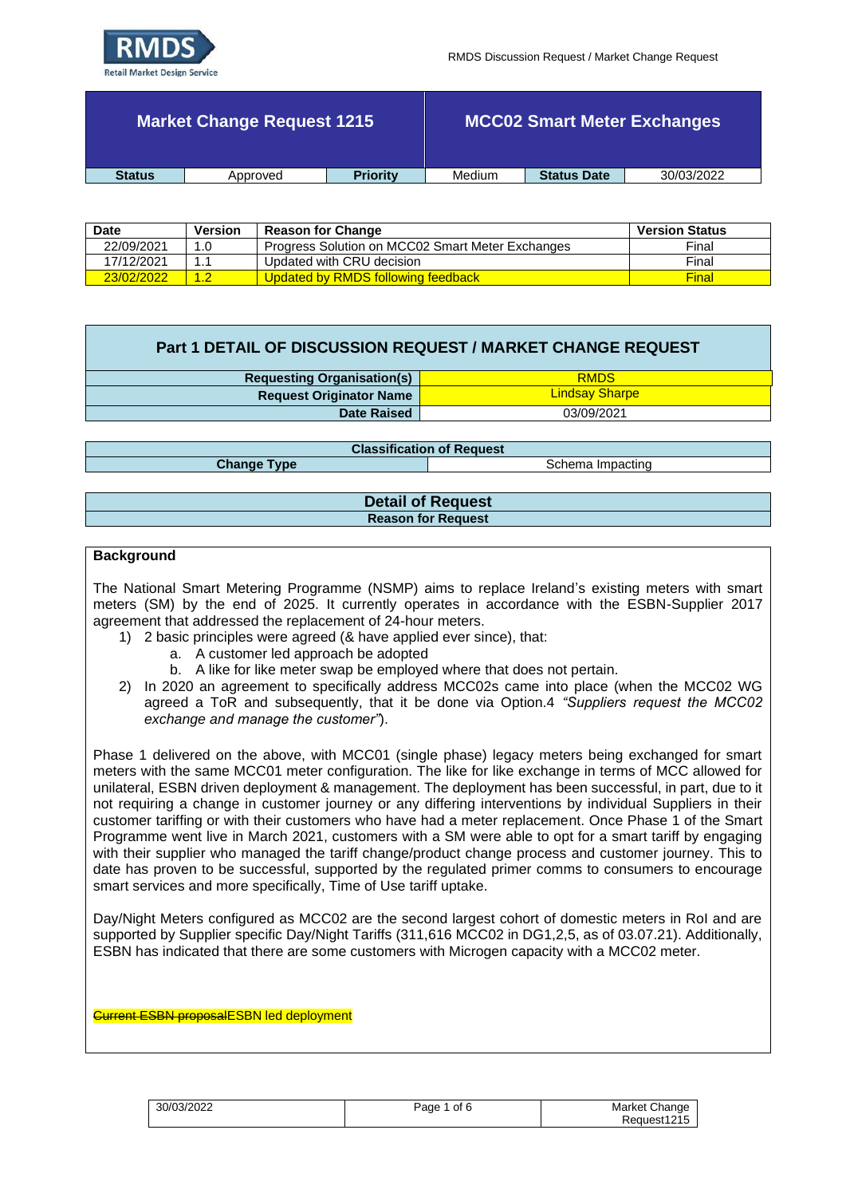| Market Change Request 1215 | | MCC02 Smart Meter Exchanges | | | |
|---|---|---|---|---|---|
| **Status** | Approved | **Priority** | Medium | **Status Date** | 30/03/2022 |

| Date | Version | Reason for Change | Version Status |
|---|---|---|---|
| 22/09/2021 | 1.0 | Progress Solution on MCC02 Smart Meter Exchanges | Final |
| 17/12/2021 | 1.1 | Updated with CRU decision | Final |
| 23/02/2022 | 1.2 | Updated by RMDS following feedback | Final |

## Part 1 DETAIL OF DISCUSSION REQUEST / MARKET CHANGE REQUEST

| | |
|---|---|
| **Requesting Organisation(s)** | RMDS |
| **Request Originator Name** | Lindsay Sharpe |
| **Date Raised** | 03/09/2021 |

| Classification of Request | |
|---|---|
| **Change Type** | Schema Impacting |

## Detail of Request

### Reason for Request

**Background**

The National Smart Metering Programme (NSMP) aims to replace Ireland's existing meters with smart meters (SM) by the end of 2025. It currently operates in accordance with the ESBN-Supplier 2017 agreement that addressed the replacement of 24-hour meters.

1) 2 basic principles were agreed (& have applied ever since), that:
   a. A customer led approach be adopted
   b. A like for like meter swap be employed where that does not pertain.
2) In 2020 an agreement to specifically address MCC02s came into place (when the MCC02 WG agreed a ToR and subsequently, that it be done via Option.4 *"Suppliers request the MCC02 exchange and manage the customer"*).

Phase 1 delivered on the above, with MCC01 (single phase) legacy meters being exchanged for smart meters with the same MCC01 meter configuration. The like for like exchange in terms of MCC allowed for unilateral, ESBN driven deployment & management. The deployment has been successful, in part, due to it not requiring a change in customer journey or any differing interventions by individual Suppliers in their customer tariffing or with their customers who have had a meter replacement. Once Phase 1 of the Smart Programme went live in March 2021, customers with a SM were able to opt for a smart tariff by engaging with their supplier who managed the tariff change/product change process and customer journey. This to date has proven to be successful, supported by the regulated primer comms to consumers to encourage smart services and more specifically, Time of Use tariff uptake.

Day/Night Meters configured as MCC02 are the second largest cohort of domestic meters in RoI and are supported by Supplier specific Day/Night Tariffs (311,616 MCC02 in DG1,2,5, as of 03.07.21). Additionally, ESBN has indicated that there are some customers with Microgen capacity with a MCC02 meter.

~~Current ESBN proposal~~ESBN led deployment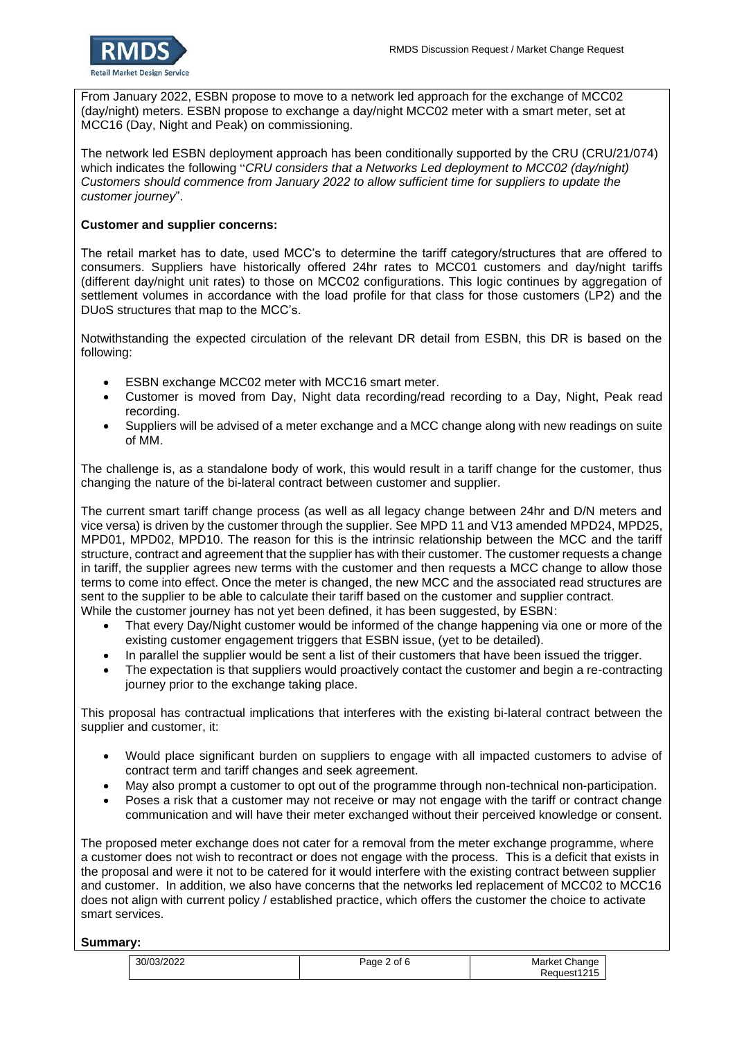From January 2022, ESBN propose to move to a network led approach for the exchange of MCC02 (day/night) meters. ESBN propose to exchange a day/night MCC02 meter with a smart meter, set at MCC16 (Day, Night and Peak) on commissioning.

The network led ESBN deployment approach has been conditionally supported by the CRU (CRU/21/074) which indicates the following "*CRU considers that a Networks Led deployment to MCC02 (day/night) Customers should commence from January 2022 to allow sufficient time for suppliers to update the customer journey*".

**Customer and supplier concerns:**

The retail market has to date, used MCC's to determine the tariff category/structures that are offered to consumers. Suppliers have historically offered 24hr rates to MCC01 customers and day/night tariffs (different day/night unit rates) to those on MCC02 configurations. This logic continues by aggregation of settlement volumes in accordance with the load profile for that class for those customers (LP2) and the DUoS structures that map to the MCC's.

Notwithstanding the expected circulation of the relevant DR detail from ESBN, this DR is based on the following:

- ESBN exchange MCC02 meter with MCC16 smart meter.
- Customer is moved from Day, Night data recording/read recording to a Day, Night, Peak read recording.
- Suppliers will be advised of a meter exchange and a MCC change along with new readings on suite of MM.

The challenge is, as a standalone body of work, this would result in a tariff change for the customer, thus changing the nature of the bi-lateral contract between customer and supplier.

The current smart tariff change process (as well as all legacy change between 24hr and D/N meters and vice versa) is driven by the customer through the supplier. See MPD 11 and V13 amended MPD24, MPD25, MPD01, MPD02, MPD10. The reason for this is the intrinsic relationship between the MCC and the tariff structure, contract and agreement that the supplier has with their customer. The customer requests a change in tariff, the supplier agrees new terms with the customer and then requests a MCC change to allow those terms to come into effect. Once the meter is changed, the new MCC and the associated read structures are sent to the supplier to be able to calculate their tariff based on the customer and supplier contract.
While the customer journey has not yet been defined, it has been suggested, by ESBN:

- That every Day/Night customer would be informed of the change happening via one or more of the existing customer engagement triggers that ESBN issue, (yet to be detailed).
- In parallel the supplier would be sent a list of their customers that have been issued the trigger.
- The expectation is that suppliers would proactively contact the customer and begin a re-contracting journey prior to the exchange taking place.

This proposal has contractual implications that interferes with the existing bi-lateral contract between the supplier and customer, it:

- Would place significant burden on suppliers to engage with all impacted customers to advise of contract term and tariff changes and seek agreement.
- May also prompt a customer to opt out of the programme through non-technical non-participation.
- Poses a risk that a customer may not receive or may not engage with the tariff or contract change communication and will have their meter exchanged without their perceived knowledge or consent.

The proposed meter exchange does not cater for a removal from the meter exchange programme, where a customer does not wish to recontract or does not engage with the process. This is a deficit that exists in the proposal and were it not to be catered for it would interfere with the existing contract between supplier and customer. In addition, we also have concerns that the networks led replacement of MCC02 to MCC16 does not align with current policy / established practice, which offers the customer the choice to activate smart services.

**Summary:**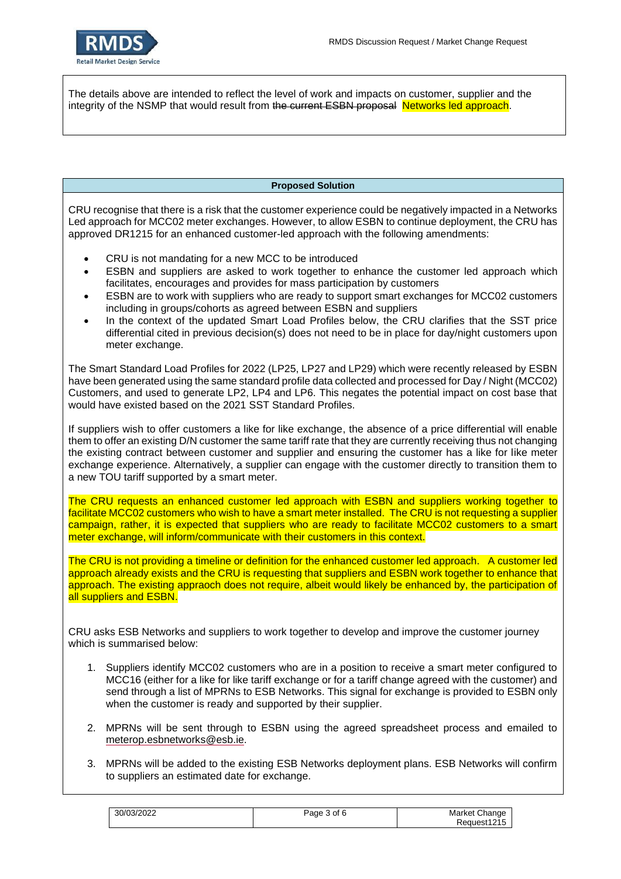The details above are intended to reflect the level of work and impacts on customer, supplier and the integrity of the NSMP that would result from ~~the current ESBN proposal~~ Networks led approach.

**Proposed Solution**

CRU recognise that there is a risk that the customer experience could be negatively impacted in a Networks Led approach for MCC02 meter exchanges. However, to allow ESBN to continue deployment, the CRU has approved DR1215 for an enhanced customer-led approach with the following amendments:

- CRU is not mandating for a new MCC to be introduced
- ESBN and suppliers are asked to work together to enhance the customer led approach which facilitates, encourages and provides for mass participation by customers
- ESBN are to work with suppliers who are ready to support smart exchanges for MCC02 customers including in groups/cohorts as agreed between ESBN and suppliers
- In the context of the updated Smart Load Profiles below, the CRU clarifies that the SST price differential cited in previous decision(s) does not need to be in place for day/night customers upon meter exchange.

The Smart Standard Load Profiles for 2022 (LP25, LP27 and LP29) which were recently released by ESBN have been generated using the same standard profile data collected and processed for Day / Night (MCC02) Customers, and used to generate LP2, LP4 and LP6. This negates the potential impact on cost base that would have existed based on the 2021 SST Standard Profiles.

If suppliers wish to offer customers a like for like exchange, the absence of a price differential will enable them to offer an existing D/N customer the same tariff rate that they are currently receiving thus not changing the existing contract between customer and supplier and ensuring the customer has a like for like meter exchange experience. Alternatively, a supplier can engage with the customer directly to transition them to a new TOU tariff supported by a smart meter.

The CRU requests an enhanced customer led approach with ESBN and suppliers working together to facilitate MCC02 customers who wish to have a smart meter installed. The CRU is not requesting a supplier campaign, rather, it is expected that suppliers who are ready to facilitate MCC02 customers to a smart meter exchange, will inform/communicate with their customers in this context.

The CRU is not providing a timeline or definition for the enhanced customer led approach. A customer led approach already exists and the CRU is requesting that suppliers and ESBN work together to enhance that approach. The existing appraoch does not require, albeit would likely be enhanced by, the participation of all suppliers and ESBN.

CRU asks ESB Networks and suppliers to work together to develop and improve the customer journey which is summarised below:

1. Suppliers identify MCC02 customers who are in a position to receive a smart meter configured to MCC16 (either for a like for like tariff exchange or for a tariff change agreed with the customer) and send through a list of MPRNs to ESB Networks. This signal for exchange is provided to ESBN only when the customer is ready and supported by their supplier.

2. MPRNs will be sent through to ESBN using the agreed spreadsheet process and emailed to meterop.esbnetworks@esb.ie.

3. MPRNs will be added to the existing ESB Networks deployment plans. ESB Networks will confirm to suppliers an estimated date for exchange.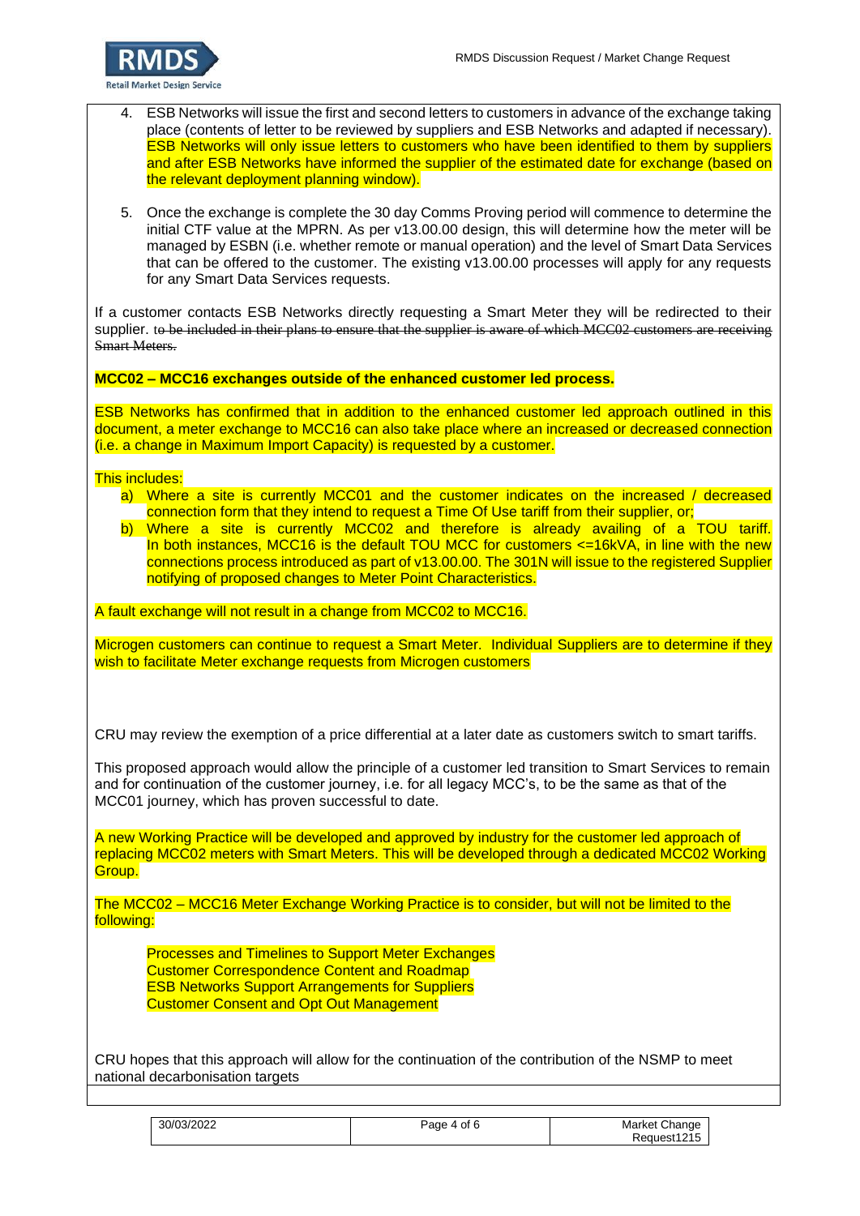4. ESB Networks will issue the first and second letters to customers in advance of the exchange taking place (contents of letter to be reviewed by suppliers and ESB Networks and adapted if necessary). ESB Networks will only issue letters to customers who have been identified to them by suppliers and after ESB Networks have informed the supplier of the estimated date for exchange (based on the relevant deployment planning window).

5. Once the exchange is complete the 30 day Comms Proving period will commence to determine the initial CTF value at the MPRN. As per v13.00.00 design, this will determine how the meter will be managed by ESBN (i.e. whether remote or manual operation) and the level of Smart Data Services that can be offered to the customer. The existing v13.00.00 processes will apply for any requests for any Smart Data Services requests.

If a customer contacts ESB Networks directly requesting a Smart Meter they will be redirected to their supplier. ~~to be included in their plans to ensure that the supplier is aware of which MCC02 customers are receiving Smart Meters.~~

**MCC02 – MCC16 exchanges outside of the enhanced customer led process.**

ESB Networks has confirmed that in addition to the enhanced customer led approach outlined in this document, a meter exchange to MCC16 can also take place where an increased or decreased connection (i.e. a change in Maximum Import Capacity) is requested by a customer.

This includes:

a) Where a site is currently MCC01 and the customer indicates on the increased / decreased connection form that they intend to request a Time Of Use tariff from their supplier, or;
b) Where a site is currently MCC02 and therefore is already availing of a TOU tariff. In both instances, MCC16 is the default TOU MCC for customers <=16kVA, in line with the new connections process introduced as part of v13.00.00. The 301N will issue to the registered Supplier notifying of proposed changes to Meter Point Characteristics.

A fault exchange will not result in a change from MCC02 to MCC16.

Microgen customers can continue to request a Smart Meter. Individual Suppliers are to determine if they wish to facilitate Meter exchange requests from Microgen customers

CRU may review the exemption of a price differential at a later date as customers switch to smart tariffs.

This proposed approach would allow the principle of a customer led transition to Smart Services to remain and for continuation of the customer journey, i.e. for all legacy MCC's, to be the same as that of the MCC01 journey, which has proven successful to date.

A new Working Practice will be developed and approved by industry for the customer led approach of replacing MCC02 meters with Smart Meters. This will be developed through a dedicated MCC02 Working Group.

The MCC02 – MCC16 Meter Exchange Working Practice is to consider, but will not be limited to the following:

Processes and Timelines to Support Meter Exchanges
Customer Correspondence Content and Roadmap
ESB Networks Support Arrangements for Suppliers
Customer Consent and Opt Out Management

CRU hopes that this approach will allow for the continuation of the contribution of the NSMP to meet national decarbonisation targets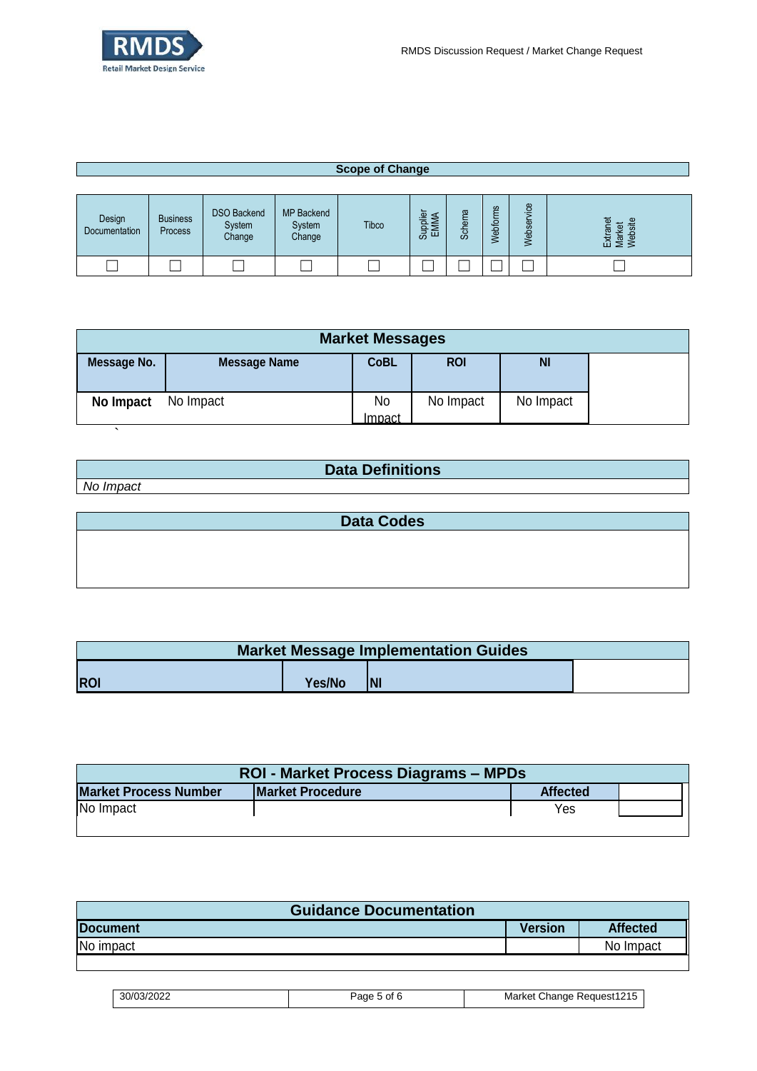## Scope of Change

| Design Documentation | Business Process | DSO Backend System Change | MP Backend System Change | Tibco | Supplier EMMA | Schema | Webforms | Webservice | Extranet Market Website |
|---|---|---|---|---|---|---|---|---|---|
| ☐ | ☐ | ☐ | ☐ | ☐ | ☐ | ☐ | ☐ | ☐ | ☐ |

## Market Messages

| Message No. | Message Name | CoBL | ROI | NI |
|---|---|---|---|---|
| **No Impact** | No Impact | No Impact | No Impact | No Impact |

`

## Data Definitions

*No Impact*

## Data Codes

## Market Message Implementation Guides

| ROI | Yes/No | NI |
|---|---|---|

## ROI - Market Process Diagrams – MPDs

| Market Process Number | Market Procedure | Affected |
|---|---|---|
| No Impact | | Yes |

## Guidance Documentation

| Document | Version | Affected |
|---|---|---|
| No impact | | No Impact |

| 30/03/2022 | | Market Change Request1215 |
|---|---|---|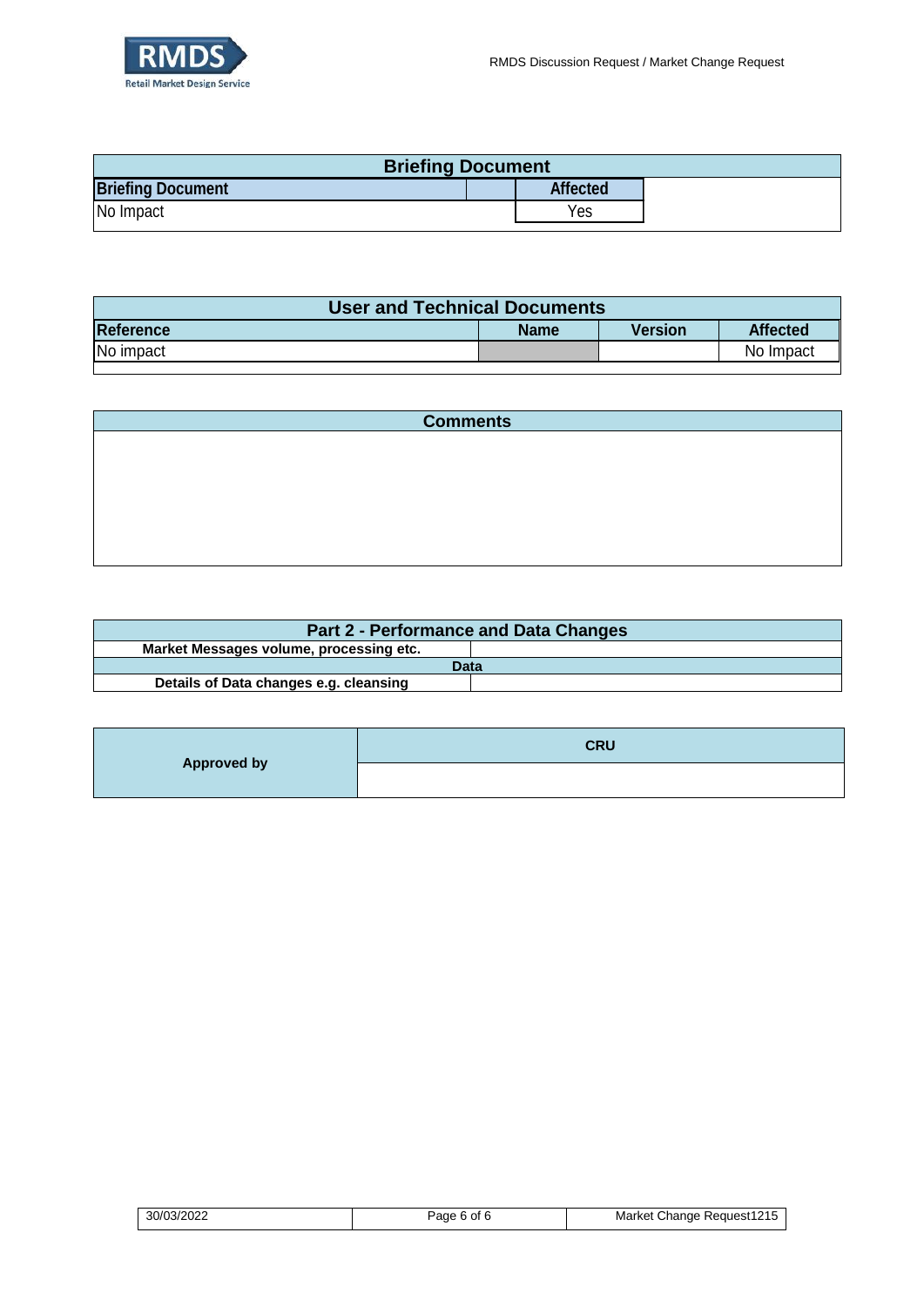| Briefing Document | | | |
|---|---|---|---|
| **Briefing Document** | | **Affected** | |
| No Impact | | Yes | |

| User and Technical Documents | | | |
|---|---|---|---|
| **Reference** | **Name** | **Version** | **Affected** |
| No impact | | | No Impact |

| Comments |
|---|
| |

| Part 2 - Performance and Data Changes | |
|---|---|
| **Market Messages volume, processing etc.** | |
| **Data** | |
| **Details of Data changes e.g. cleansing** | |

| Approved by | CRU |
|---|---|
| | |